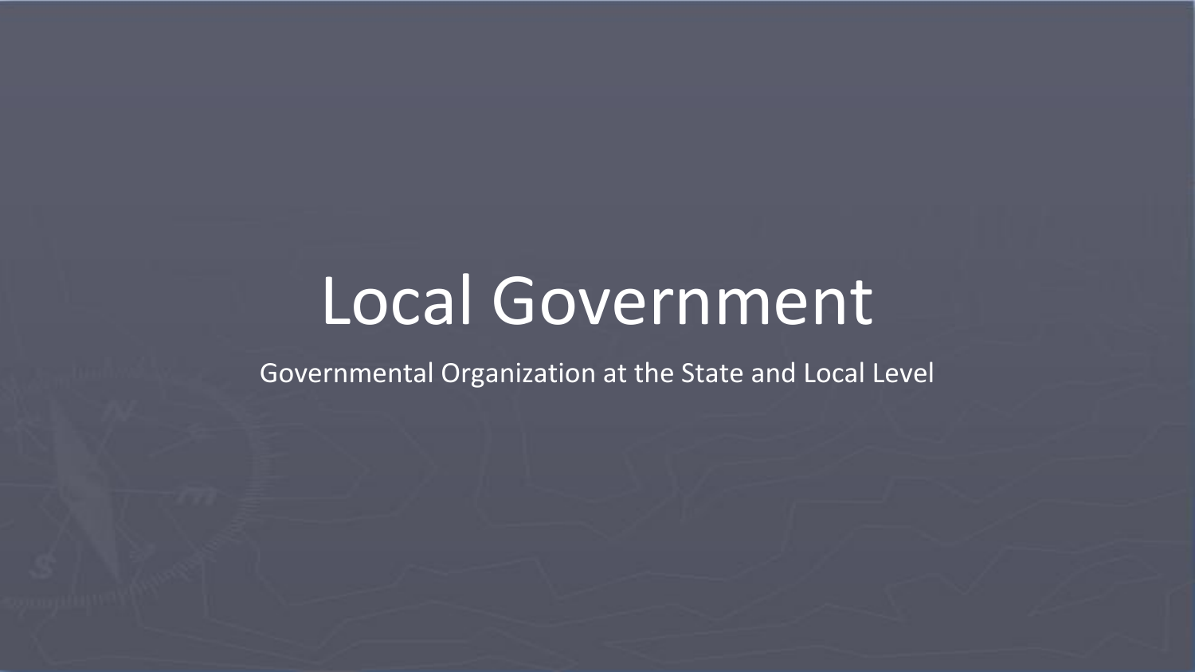# Local Government

Governmental Organization at the State and Local Level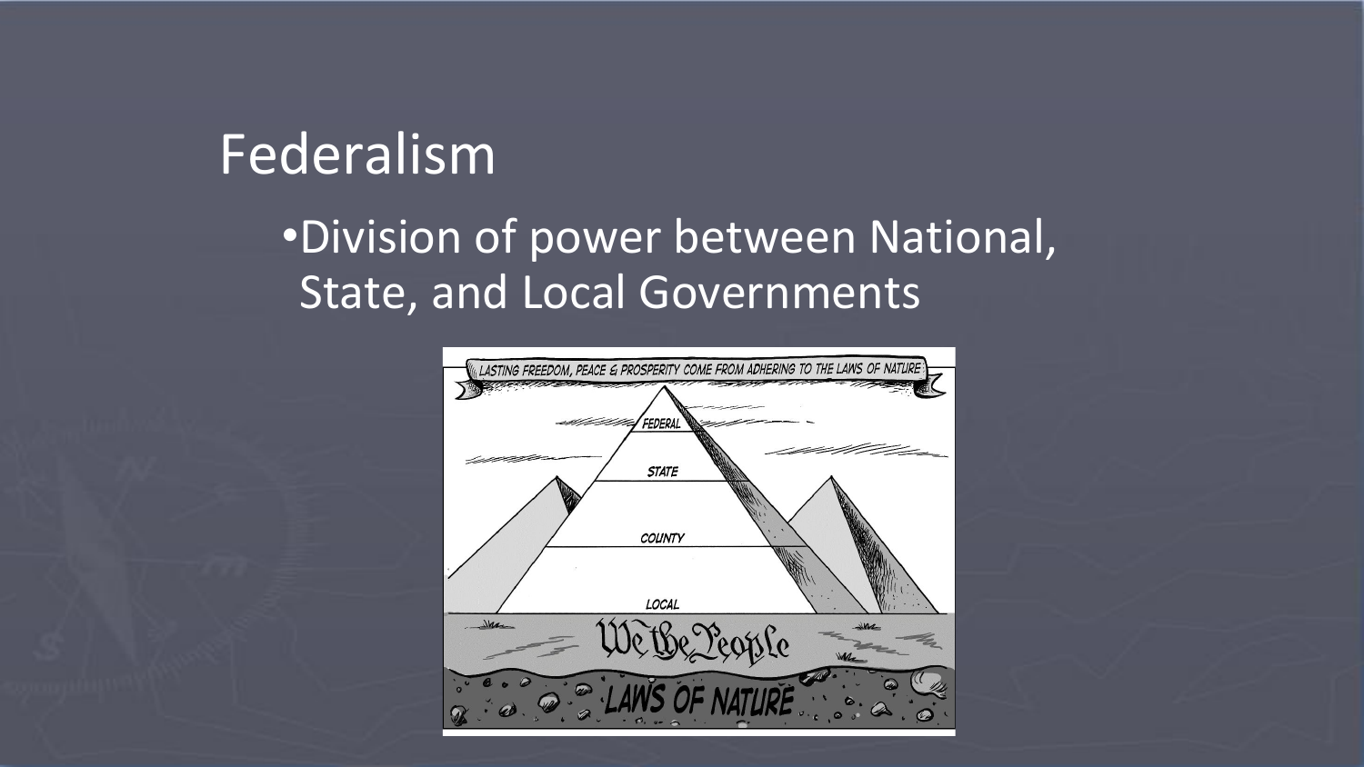# Federalism

- Division of power between National, State, and Local Governments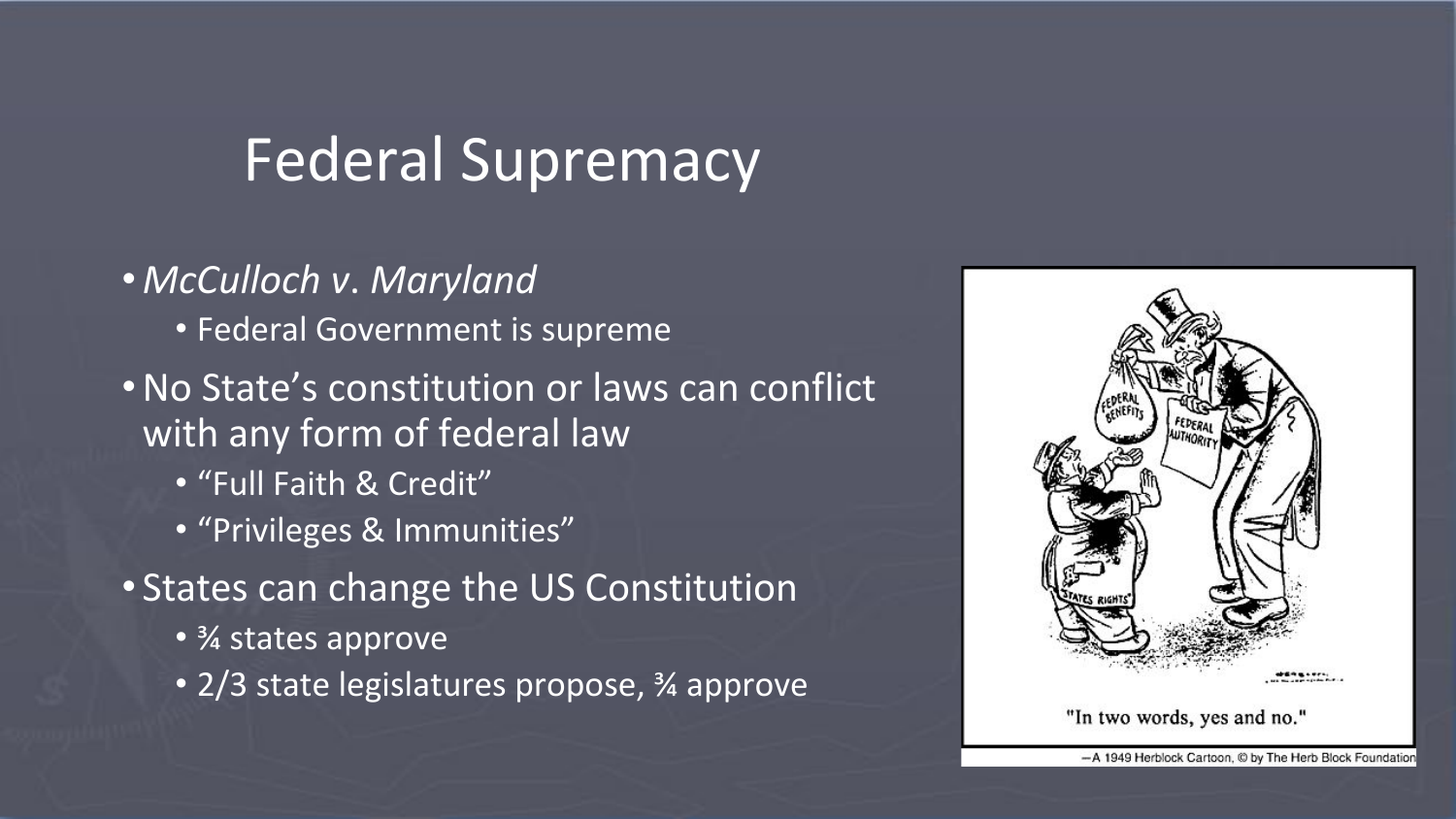# Federal Supremacy

- *McCulloch v. Maryland*
  - Federal Government is supreme
- No State's constitution or laws can conflict with any form of federal law
  - "Full Faith & Credit"
  - "Privileges & Immunities"
- States can change the US Constitution
  - ¾ states approve
  - 2/3 state legislatures propose, ¾ approve

"In two words, yes and no."

—A 1949 Herblock Cartoon, © by The Herb Block Foundation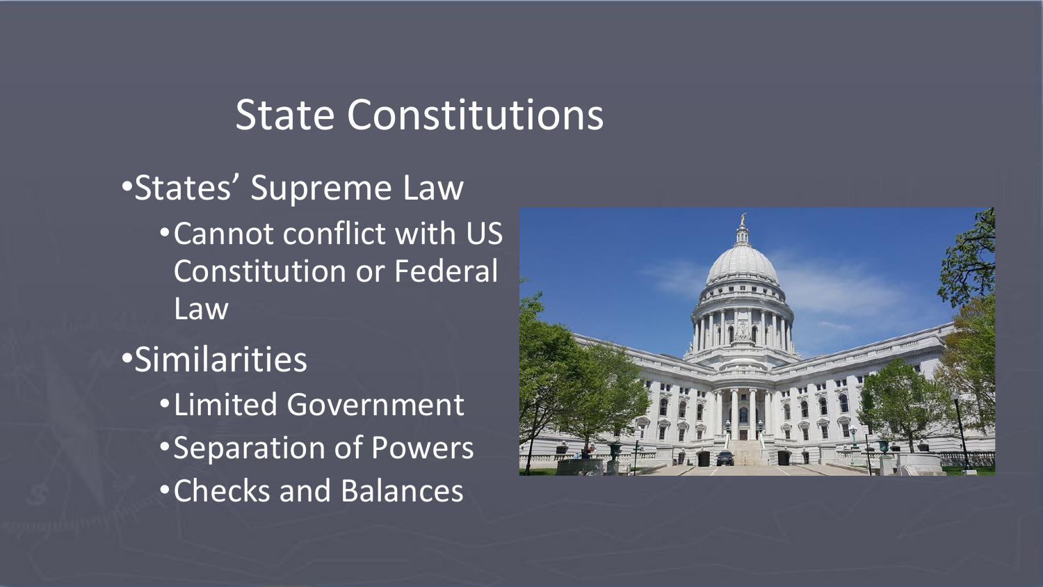# State Constitutions

- States' Supreme Law
  - Cannot conflict with US Constitution or Federal Law
- Similarities
  - Limited Government
  - Separation of Powers
  - Checks and Balances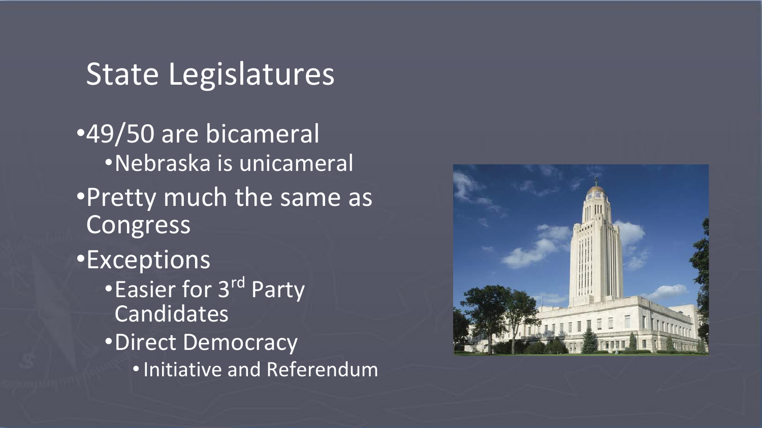# State Legislatures

- 49/50 are bicameral
  - Nebraska is unicameral
- Pretty much the same as Congress
- Exceptions
  - Easier for 3rd Party Candidates
  - Direct Democracy
    - Initiative and Referendum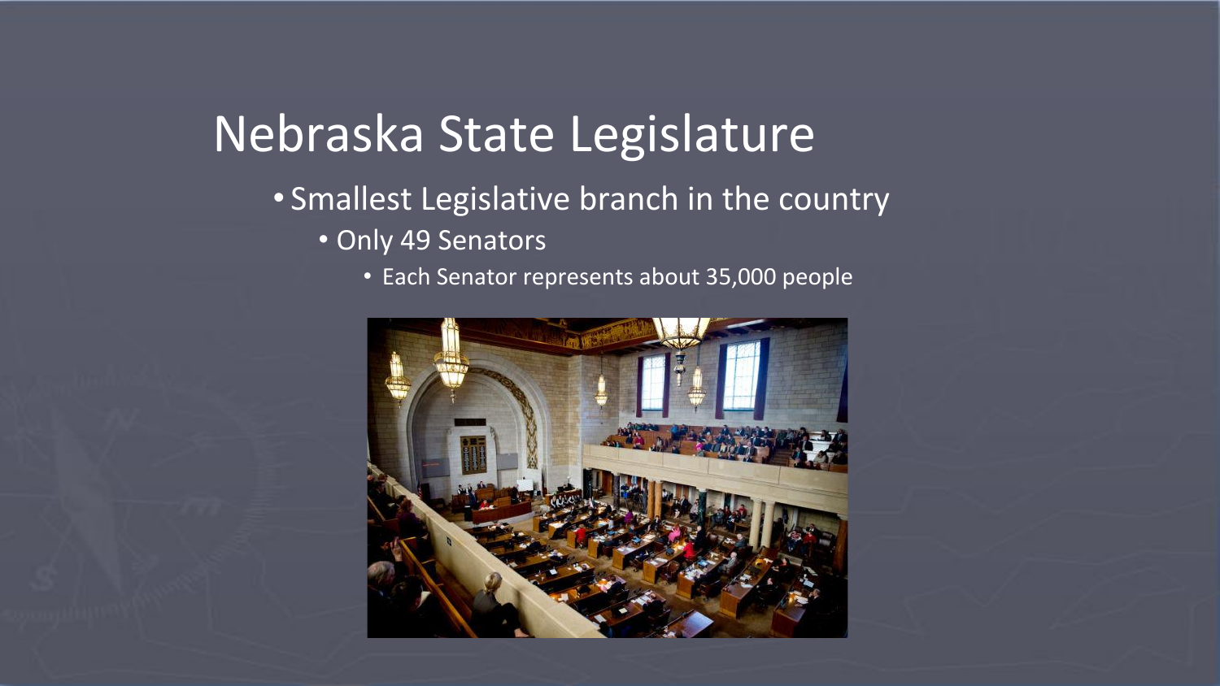# Nebraska State Legislature

- Smallest Legislative branch in the country
  - Only 49 Senators
    - Each Senator represents about 35,000 people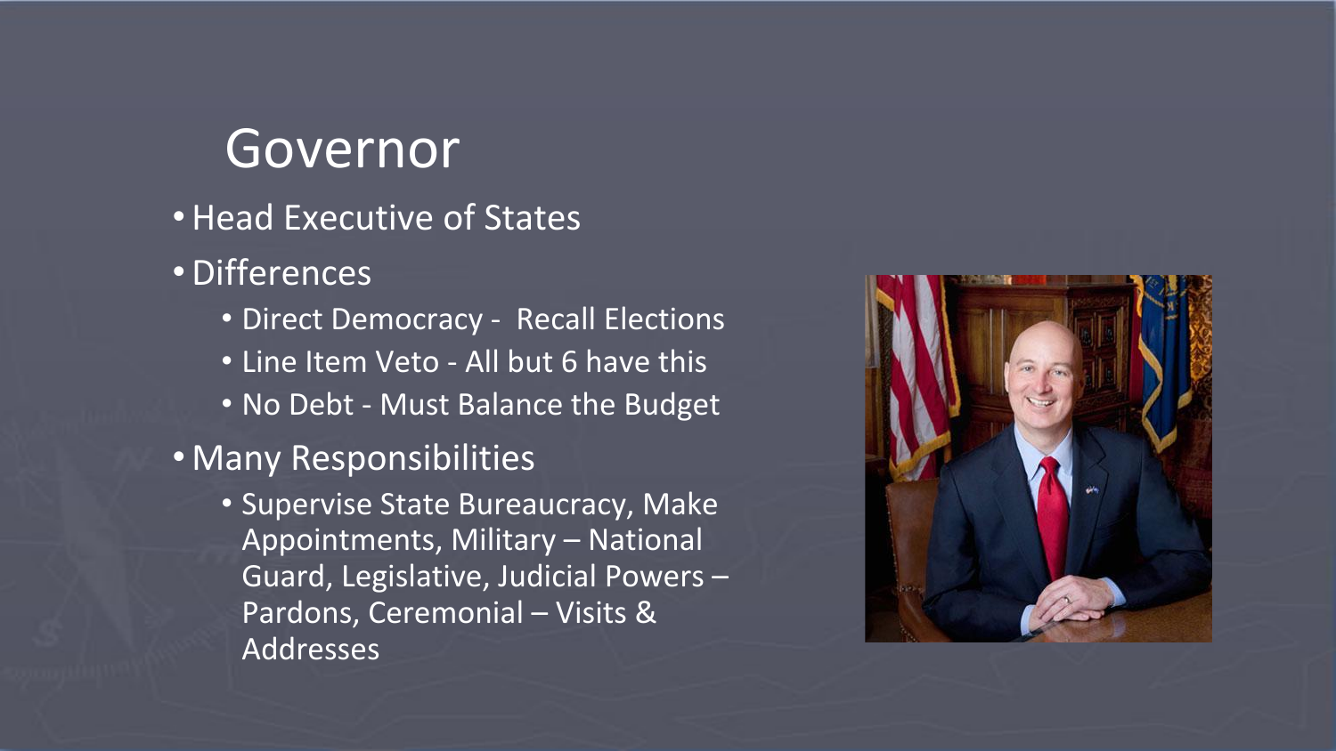# Governor

- Head Executive of States
- Differences
  - Direct Democracy - Recall Elections
  - Line Item Veto - All but 6 have this
  - No Debt - Must Balance the Budget
- Many Responsibilities
  - Supervise State Bureaucracy, Make Appointments, Military – National Guard, Legislative, Judicial Powers – Pardons, Ceremonial – Visits & Addresses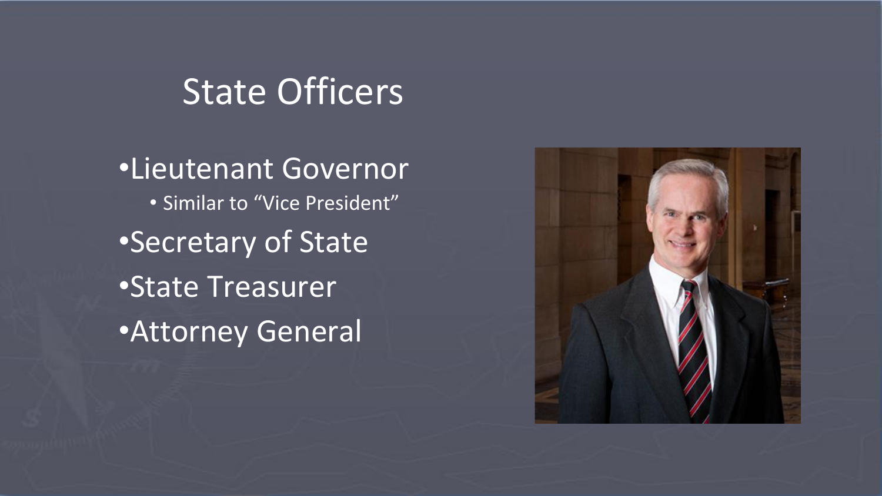# State Officers

- Lieutenant Governor
  - Similar to "Vice President"
- Secretary of State
- State Treasurer
- Attorney General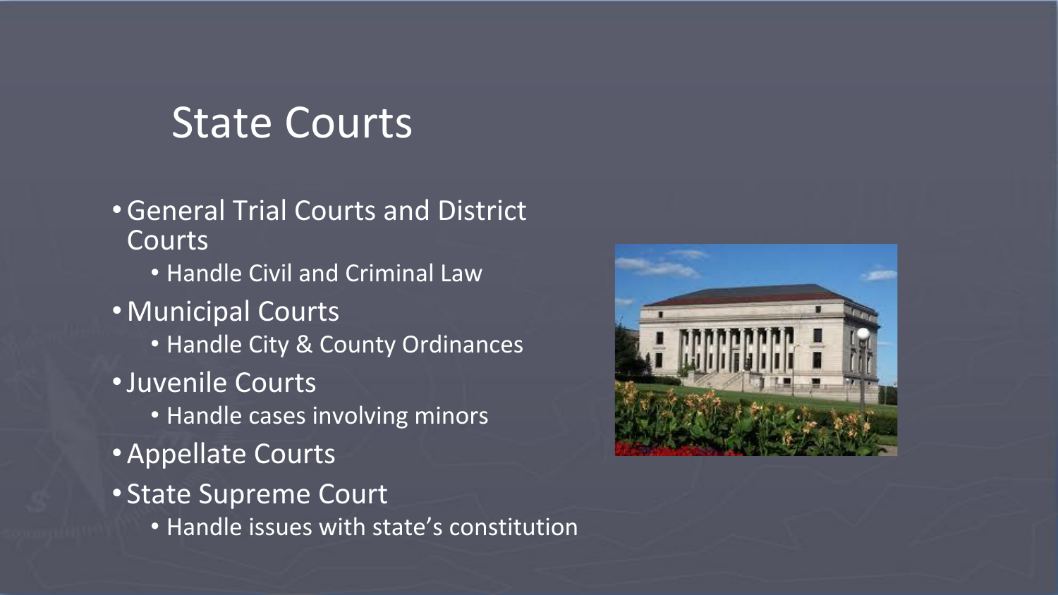# State Courts

- General Trial Courts and District Courts
  - Handle Civil and Criminal Law
- Municipal Courts
  - Handle City & County Ordinances
- Juvenile Courts
  - Handle cases involving minors
- Appellate Courts
- State Supreme Court
  - Handle issues with state's constitution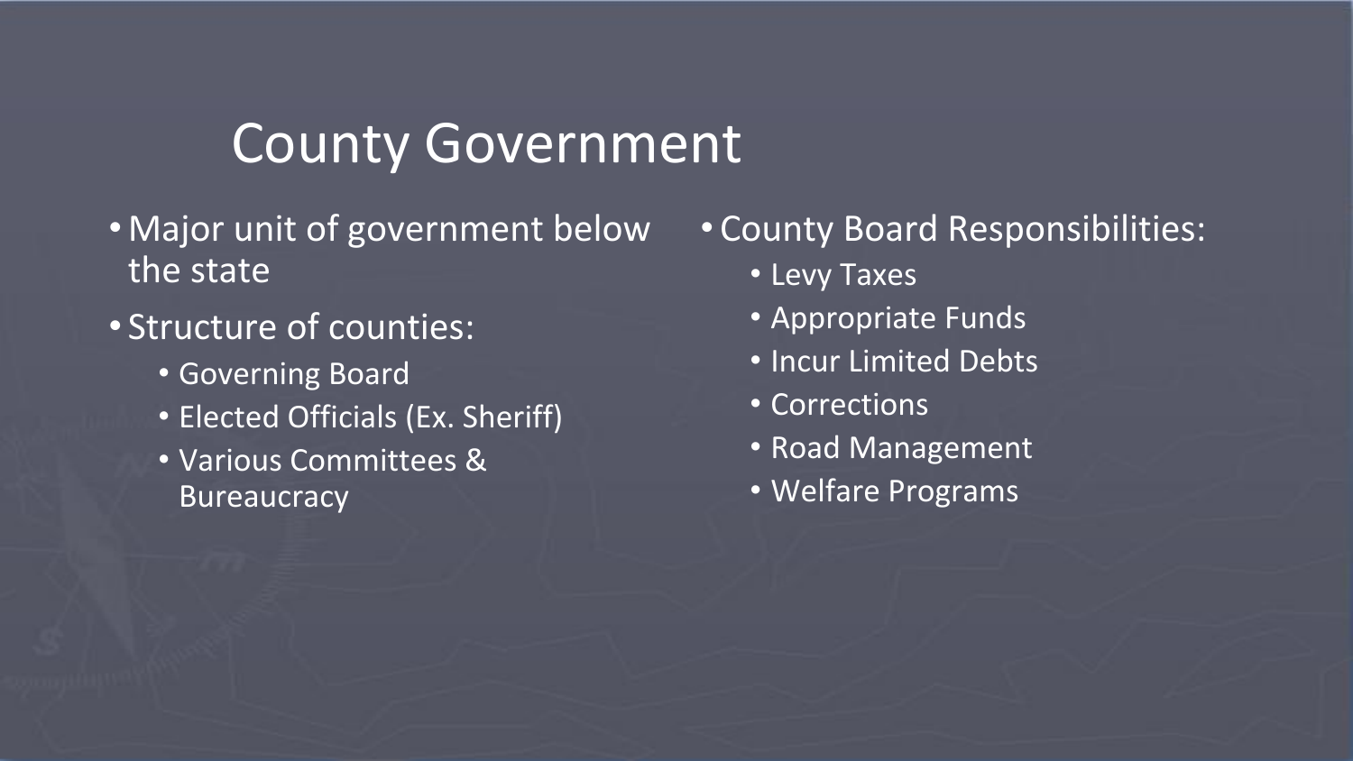# County Government

- Major unit of government below the state
- Structure of counties:
  - Governing Board
  - Elected Officials (Ex. Sheriff)
  - Various Committees & Bureaucracy

- County Board Responsibilities:
  - Levy Taxes
  - Appropriate Funds
  - Incur Limited Debts
  - Corrections
  - Road Management
  - Welfare Programs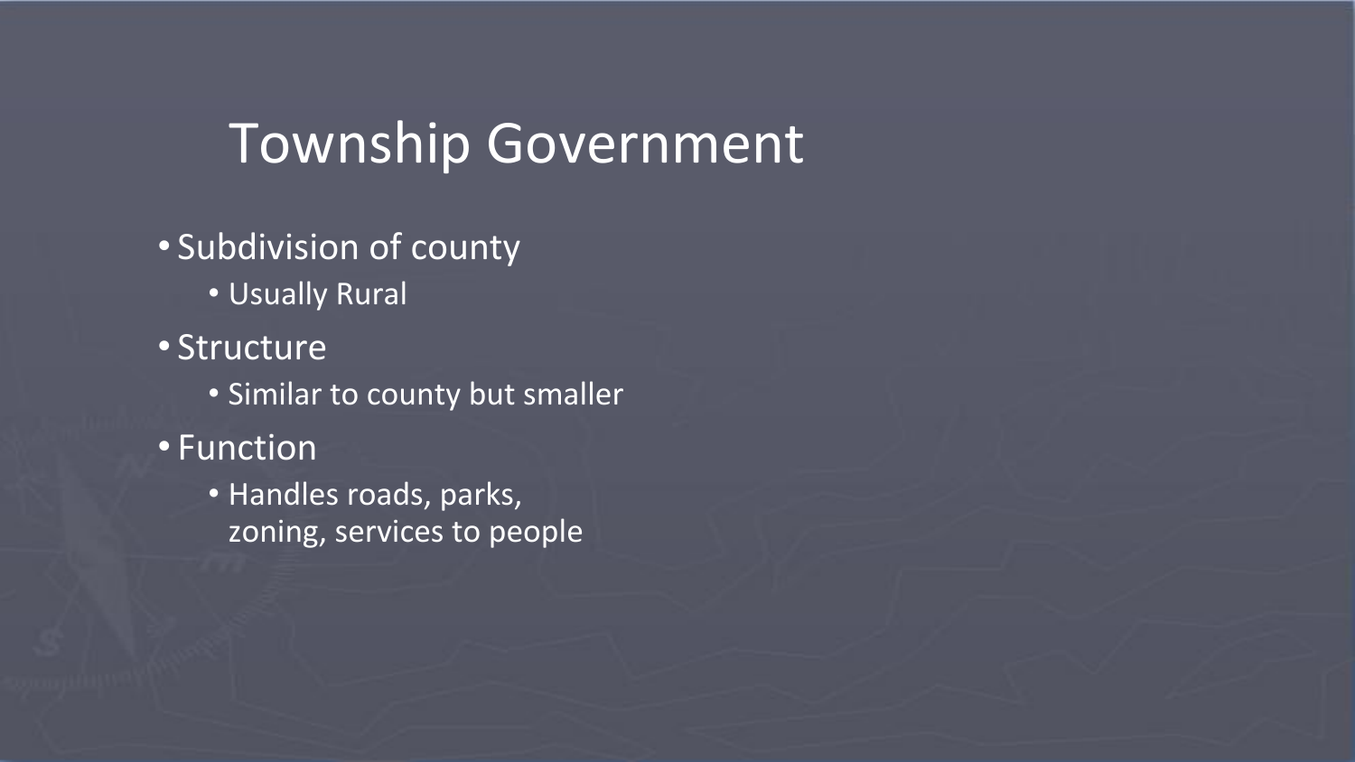# Township Government

- Subdivision of county
  - Usually Rural
- Structure
  - Similar to county but smaller
- Function
  - Handles roads, parks, zoning, services to people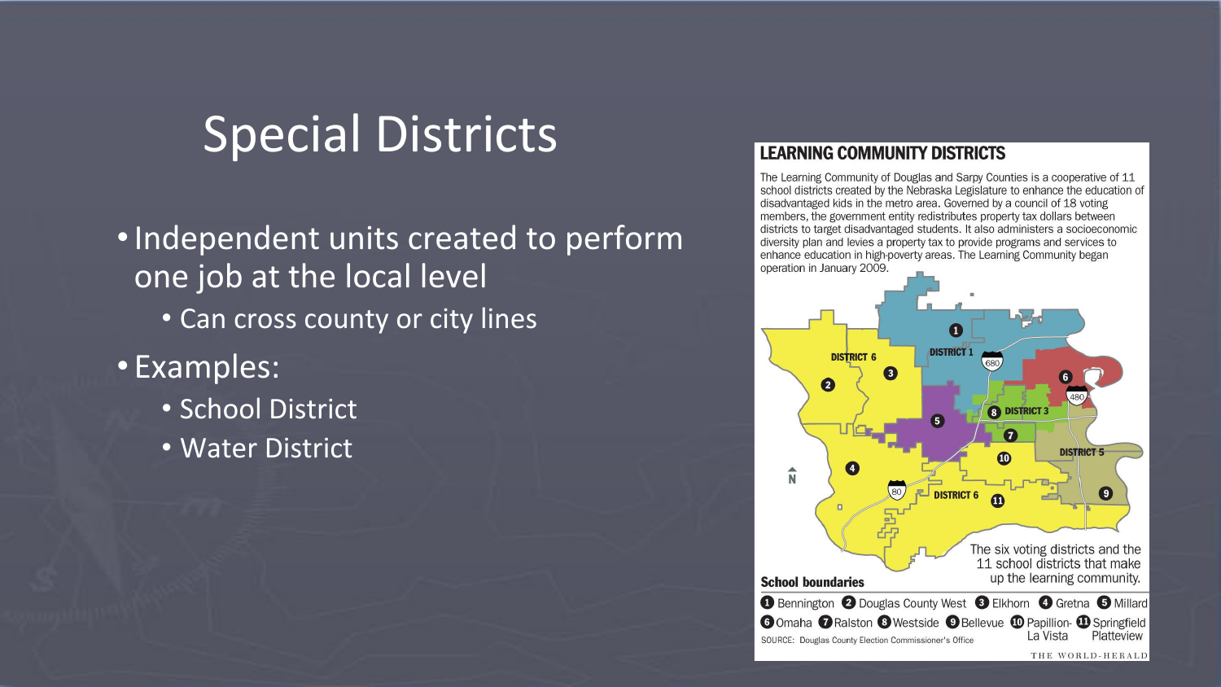# Special Districts

- Independent units created to perform one job at the local level
  - Can cross county or city lines
- Examples:
  - School District
  - Water District

## LEARNING COMMUNITY DISTRICTS

The Learning Community of Douglas and Sarpy Counties is a cooperative of 11 school districts created by the Nebraska Legislature to enhance the education of disadvantaged kids in the metro area. Governed by a council of 18 voting members, the government entity redistributes property tax dollars between districts to target disadvantaged students. It also administers a socioeconomic diversity plan and levies a property tax to provide programs and services to enhance education in high-poverty areas. The Learning Community began operation in January 2009.

The six voting districts and the 11 school districts that make up the learning community.

**School boundaries**

1 Bennington 2 Douglas County West 3 Elkhorn 4 Gretna 5 Millard 6 Omaha 7 Ralston 8 Westside 9 Bellevue 10 Papillion-La Vista 11 Springfield Platteview

SOURCE: Douglas County Election Commissioner's Office

THE WORLD-HERALD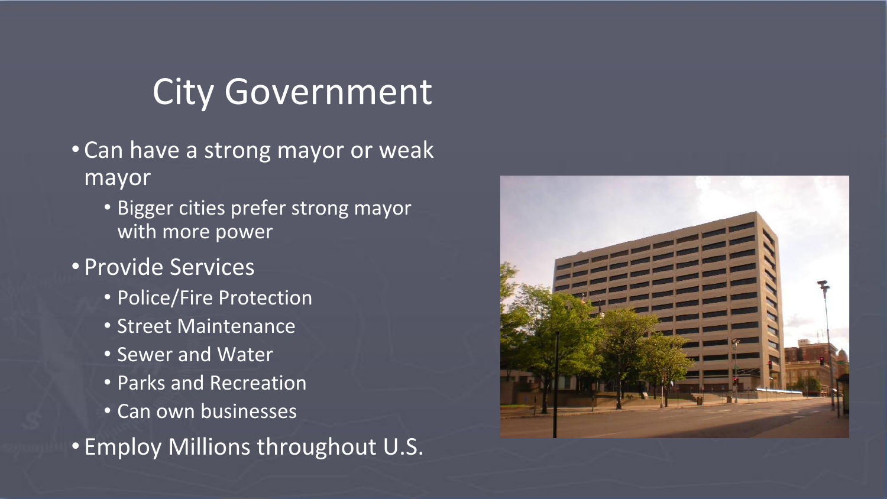# City Government

- Can have a strong mayor or weak mayor
  - Bigger cities prefer strong mayor with more power
- Provide Services
  - Police/Fire Protection
  - Street Maintenance
  - Sewer and Water
  - Parks and Recreation
  - Can own businesses
- Employ Millions throughout U.S.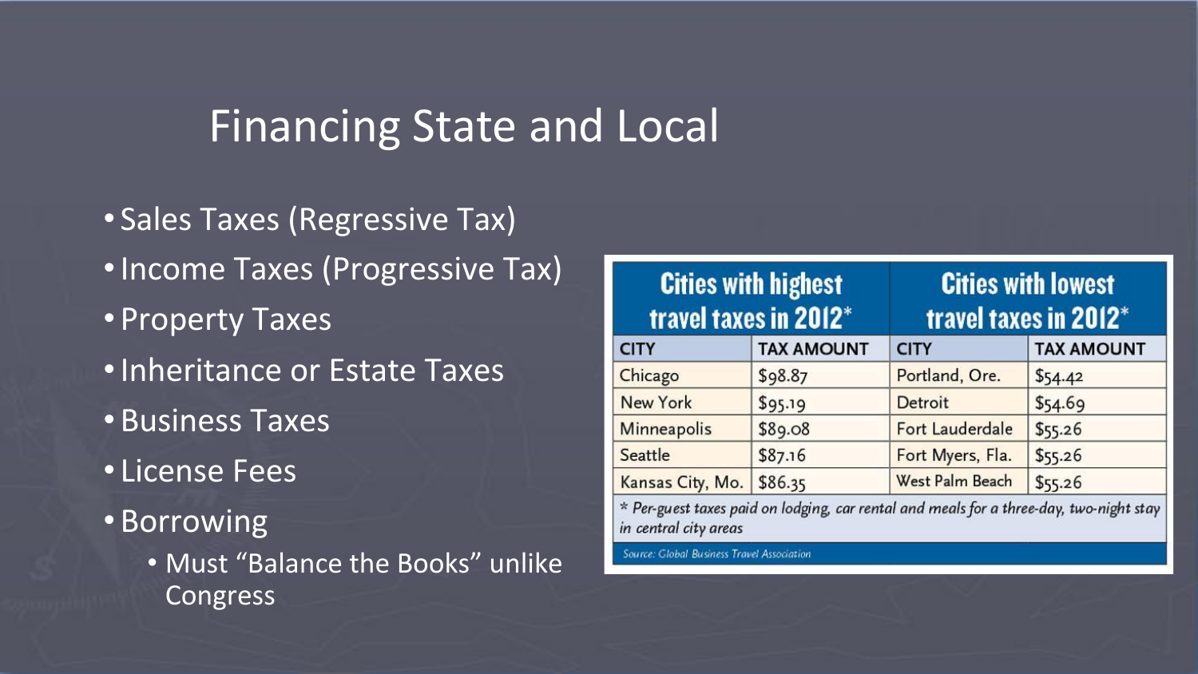# Financing State and Local

- Sales Taxes (Regressive Tax)
- Income Taxes (Progressive Tax)
- Property Taxes
- Inheritance or Estate Taxes
- Business Taxes
- License Fees
- Borrowing
  - Must "Balance the Books" unlike Congress

| Cities with highest travel taxes in 2012* | | Cities with lowest travel taxes in 2012* | |
|---|---|---|---|
| CITY | TAX AMOUNT | CITY | TAX AMOUNT |
| Chicago | $98.87 | Portland, Ore. | $54.42 |
| New York | $95.19 | Detroit | $54.69 |
| Minneapolis | $89.08 | Fort Lauderdale | $55.26 |
| Seattle | $87.16 | Fort Myers, Fla. | $55.26 |
| Kansas City, Mo. | $86.35 | West Palm Beach | $55.26 |

*\* Per-guest taxes paid on lodging, car rental and meals for a three-day, two-night stay in central city areas*

Source: Global Business Travel Association